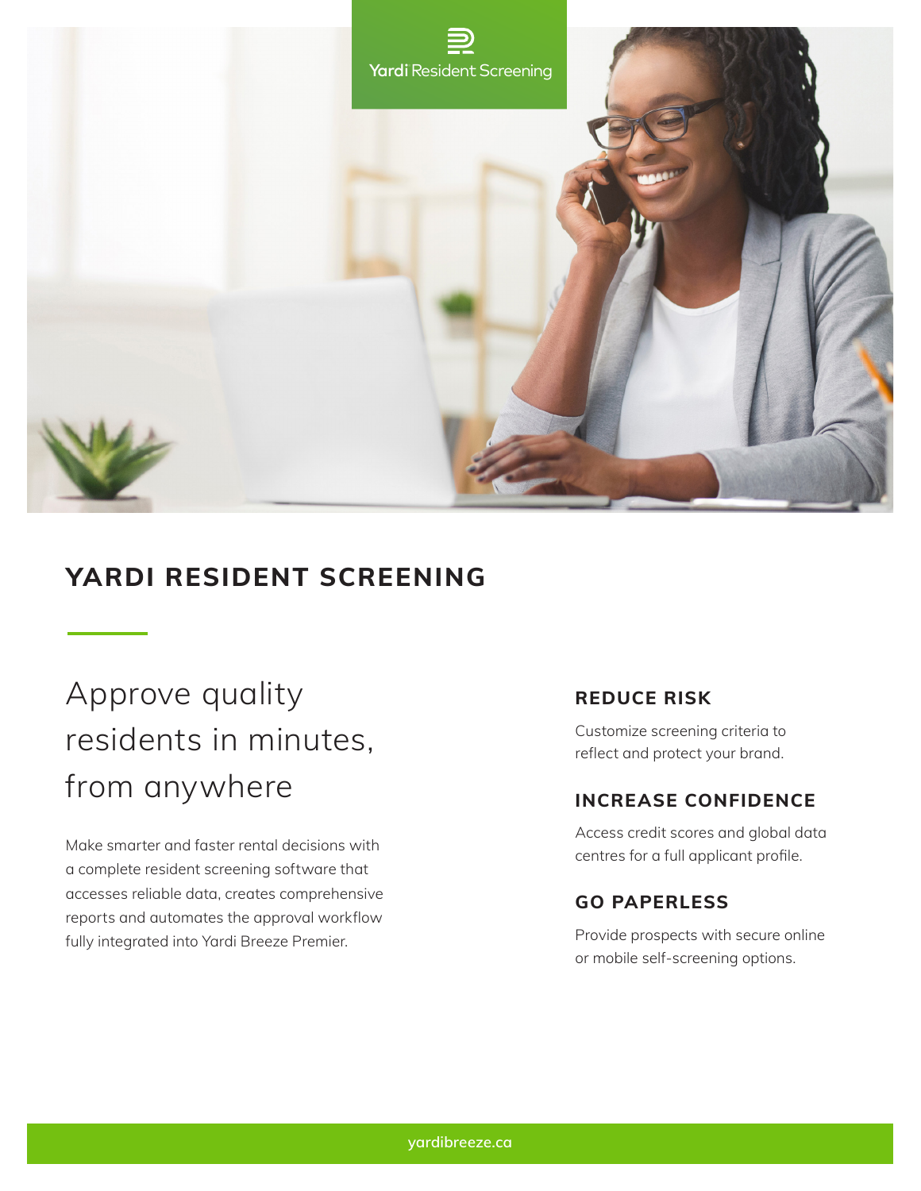Yardi Resident Screening

# YARDI RESIDENT SCREENING

## Approve quality residents in minutes, from anywhere

Make smarter and faster rental decisions with a complete resident screening software that accesses reliable data, creates comprehensive reports and automates the approval workflow fully integrated into Yardi Breeze Premier.

### REDUCE RISK

Customize screening criteria to reflect and protect your brand.

### INCREASE CONFIDENCE

Access credit scores and global data centres for a full applicant profile.

### GO PAPERLESS

Provide prospects with secure online or mobile self-screening options.

yardibreeze.ca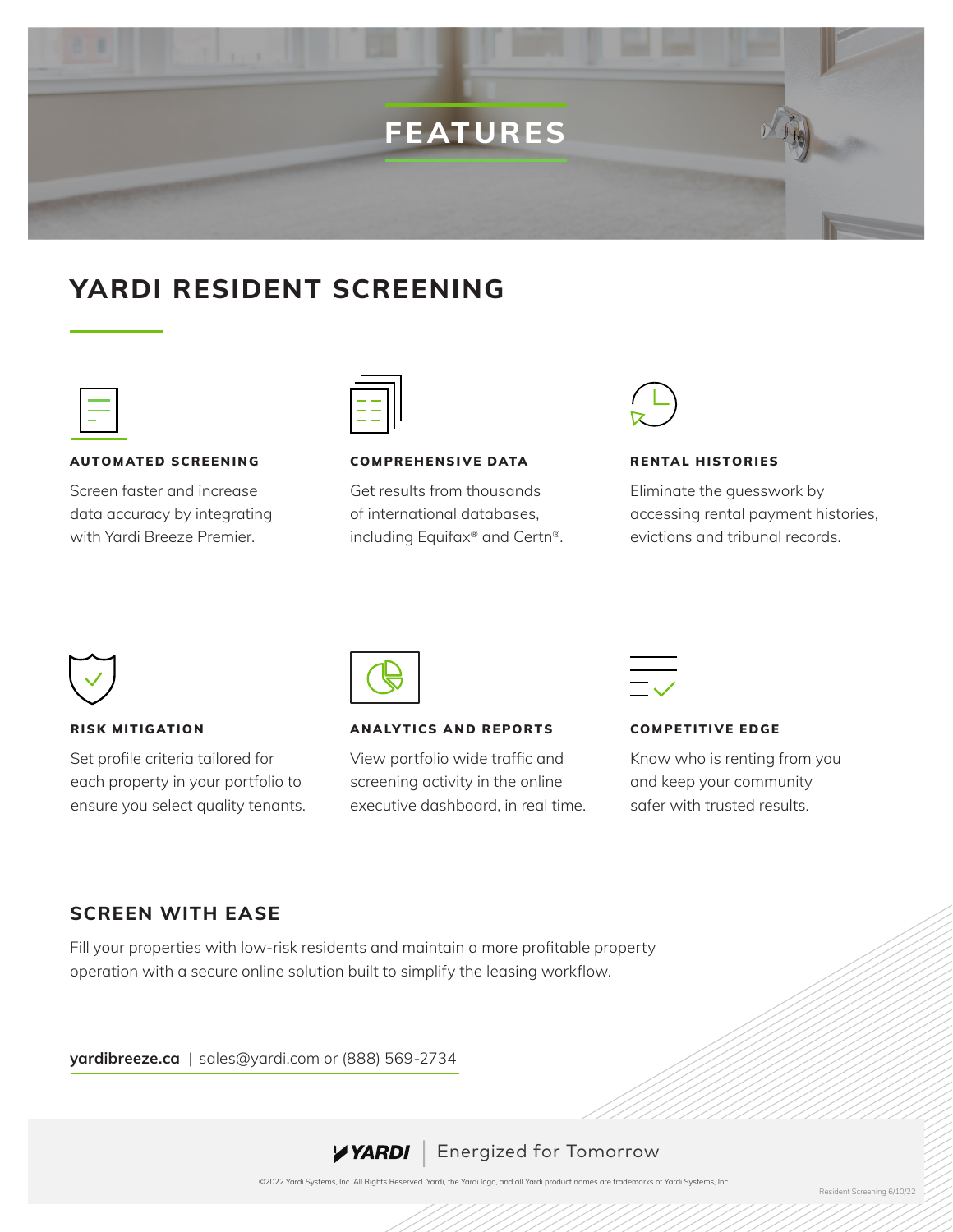# FEATURES

## YARDI RESIDENT SCREENING

### AUTOMATED SCREENING

Screen faster and increase data accuracy by integrating with Yardi Breeze Premier.

### COMPREHENSIVE DATA

Get results from thousands of international databases, including Equifax® and Certn®.

### RENTAL HISTORIES

Eliminate the guesswork by accessing rental payment histories, evictions and tribunal records.

### RISK MITIGATION

Set profile criteria tailored for each property in your portfolio to ensure you select quality tenants.

### ANALYTICS AND REPORTS

View portfolio wide traffic and screening activity in the online executive dashboard, in real time.

### COMPETITIVE EDGE

Know who is renting from you and keep your community safer with trusted results.

## SCREEN WITH EASE

Fill your properties with low-risk residents and maintain a more profitable property operation with a secure online solution built to simplify the leasing workflow.

**yardibreeze.ca** | sales@yardi.com or (888) 569-2734

YARDI | Energized for Tomorrow

©2022 Yardi Systems, Inc. All Rights Reserved. Yardi, the Yardi logo, and all Yardi product names are trademarks of Yardi Systems, Inc.

Resident Screening 6/10/22